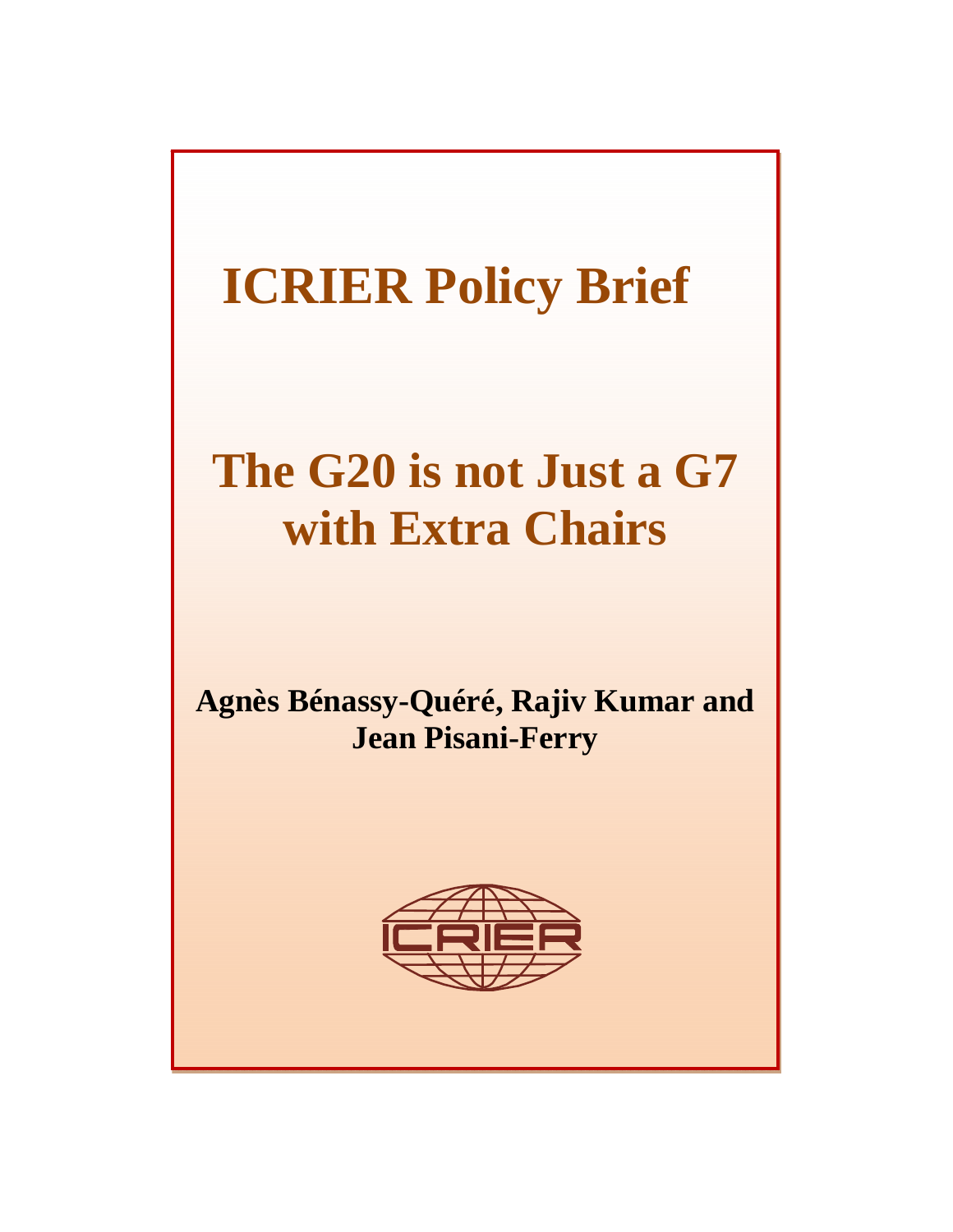# ICRIER Policy Brief

# The G20 is not Just a G7 with Extra Chairs

**Agnès Bénassy-Quéré, Rajiv Kumar and Jean Pisani-Ferry**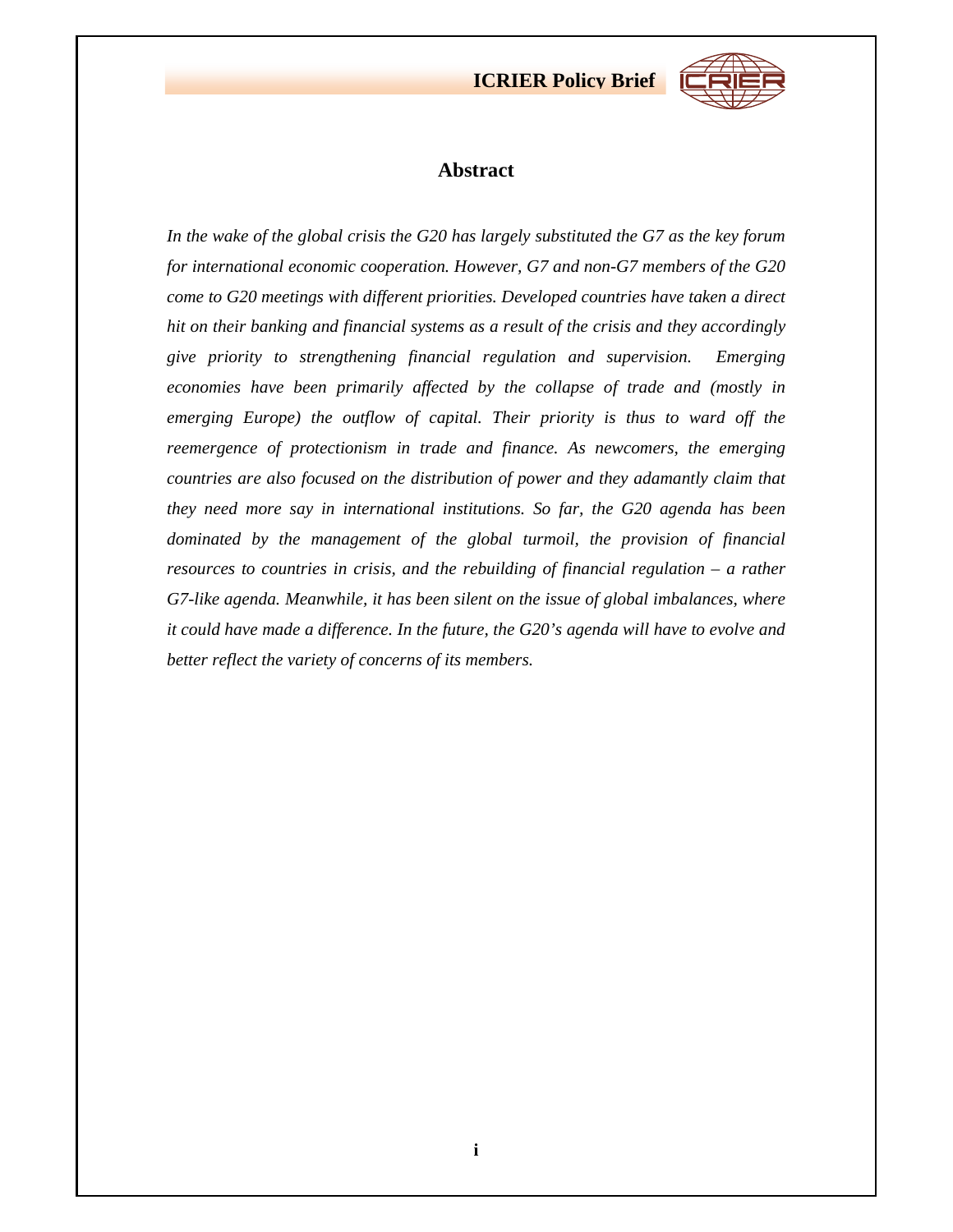## Abstract

*In the wake of the global crisis the G20 has largely substituted the G7 as the key forum for international economic cooperation. However, G7 and non-G7 members of the G20 come to G20 meetings with different priorities. Developed countries have taken a direct hit on their banking and financial systems as a result of the crisis and they accordingly give priority to strengthening financial regulation and supervision. Emerging economies have been primarily affected by the collapse of trade and (mostly in emerging Europe) the outflow of capital. Their priority is thus to ward off the reemergence of protectionism in trade and finance. As newcomers, the emerging countries are also focused on the distribution of power and they adamantly claim that they need more say in international institutions. So far, the G20 agenda has been dominated by the management of the global turmoil, the provision of financial resources to countries in crisis, and the rebuilding of financial regulation – a rather G7-like agenda. Meanwhile, it has been silent on the issue of global imbalances, where it could have made a difference. In the future, the G20's agenda will have to evolve and better reflect the variety of concerns of its members.*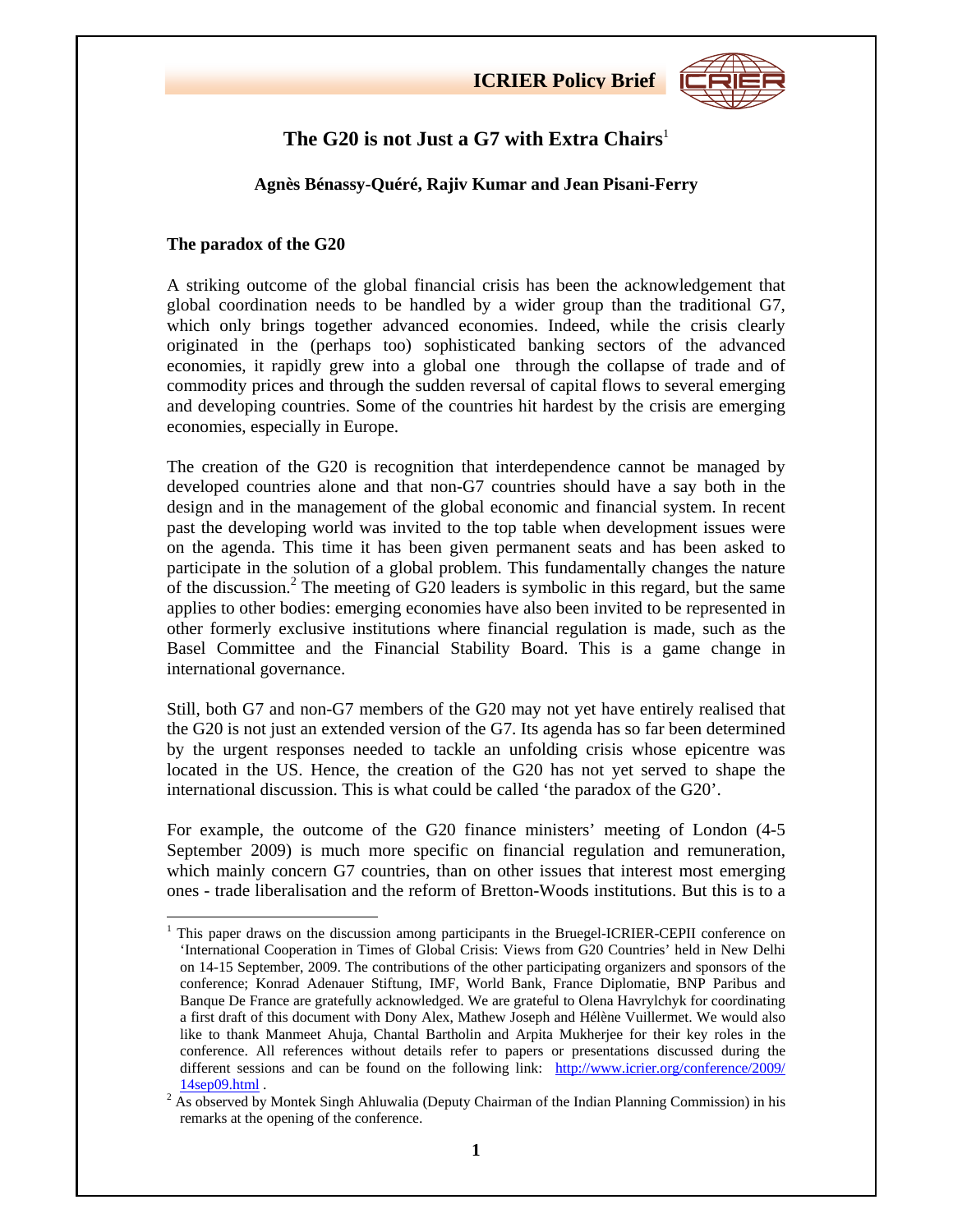# The G20 is not Just a G7 with Extra Chairs[1]

**Agnès Bénassy-Quéré, Rajiv Kumar and Jean Pisani-Ferry**

## The paradox of the G20

A striking outcome of the global financial crisis has been the acknowledgement that global coordination needs to be handled by a wider group than the traditional G7, which only brings together advanced economies. Indeed, while the crisis clearly originated in the (perhaps too) sophisticated banking sectors of the advanced economies, it rapidly grew into a global one through the collapse of trade and of commodity prices and through the sudden reversal of capital flows to several emerging and developing countries. Some of the countries hit hardest by the crisis are emerging economies, especially in Europe.

The creation of the G20 is recognition that interdependence cannot be managed by developed countries alone and that non-G7 countries should have a say both in the design and in the management of the global economic and financial system. In recent past the developing world was invited to the top table when development issues were on the agenda. This time it has been given permanent seats and has been asked to participate in the solution of a global problem. This fundamentally changes the nature of the discussion.[2] The meeting of G20 leaders is symbolic in this regard, but the same applies to other bodies: emerging economies have also been invited to be represented in other formerly exclusive institutions where financial regulation is made, such as the Basel Committee and the Financial Stability Board. This is a game change in international governance.

Still, both G7 and non-G7 members of the G20 may not yet have entirely realised that the G20 is not just an extended version of the G7. Its agenda has so far been determined by the urgent responses needed to tackle an unfolding crisis whose epicentre was located in the US. Hence, the creation of the G20 has not yet served to shape the international discussion. This is what could be called 'the paradox of the G20'.

For example, the outcome of the G20 finance ministers' meeting of London (4-5 September 2009) is much more specific on financial regulation and remuneration, which mainly concern G7 countries, than on other issues that interest most emerging ones - trade liberalisation and the reform of Bretton-Woods institutions. But this is to a

---

[1] This paper draws on the discussion among participants in the Bruegel-ICRIER-CEPII conference on 'International Cooperation in Times of Global Crisis: Views from G20 Countries' held in New Delhi on 14-15 September, 2009. The contributions of the other participating organizers and sponsors of the conference; Konrad Adenauer Stiftung, IMF, World Bank, France Diplomatie, BNP Paribus and Banque De France are gratefully acknowledged. We are grateful to Olena Havrylchyk for coordinating a first draft of this document with Dony Alex, Mathew Joseph and Hélène Vuillermet. We would also like to thank Manmeet Ahuja, Chantal Bartholin and Arpita Mukherjee for their key roles in the conference. All references without details refer to papers or presentations discussed during the different sessions and can be found on the following link: http://www.icrier.org/conference/2009/14sep09.html .

[2] As observed by Montek Singh Ahluwalia (Deputy Chairman of the Indian Planning Commission) in his remarks at the opening of the conference.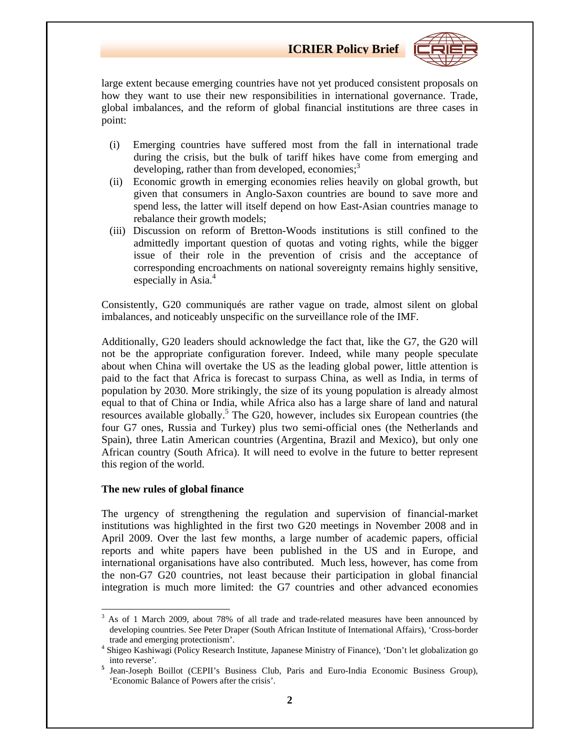large extent because emerging countries have not yet produced consistent proposals on how they want to use their new responsibilities in international governance. Trade, global imbalances, and the reform of global financial institutions are three cases in point:

(i) Emerging countries have suffered most from the fall in international trade during the crisis, but the bulk of tariff hikes have come from emerging and developing, rather than from developed, economies;[3]

(ii) Economic growth in emerging economies relies heavily on global growth, but given that consumers in Anglo-Saxon countries are bound to save more and spend less, the latter will itself depend on how East-Asian countries manage to rebalance their growth models;

(iii) Discussion on reform of Bretton-Woods institutions is still confined to the admittedly important question of quotas and voting rights, while the bigger issue of their role in the prevention of crisis and the acceptance of corresponding encroachments on national sovereignty remains highly sensitive, especially in Asia.[4]

Consistently, G20 communiqués are rather vague on trade, almost silent on global imbalances, and noticeably unspecific on the surveillance role of the IMF.

Additionally, G20 leaders should acknowledge the fact that, like the G7, the G20 will not be the appropriate configuration forever. Indeed, while many people speculate about when China will overtake the US as the leading global power, little attention is paid to the fact that Africa is forecast to surpass China, as well as India, in terms of population by 2030. More strikingly, the size of its young population is already almost equal to that of China or India, while Africa also has a large share of land and natural resources available globally.[5] The G20, however, includes six European countries (the four G7 ones, Russia and Turkey) plus two semi-official ones (the Netherlands and Spain), three Latin American countries (Argentina, Brazil and Mexico), but only one African country (South Africa). It will need to evolve in the future to better represent this region of the world.

**The new rules of global finance**

The urgency of strengthening the regulation and supervision of financial-market institutions was highlighted in the first two G20 meetings in November 2008 and in April 2009. Over the last few months, a large number of academic papers, official reports and white papers have been published in the US and in Europe, and international organisations have also contributed. Much less, however, has come from the non-G7 G20 countries, not least because their participation in global financial integration is much more limited: the G7 countries and other advanced economies

---

[3] As of 1 March 2009, about 78% of all trade and trade-related measures have been announced by developing countries. See Peter Draper (South African Institute of International Affairs), 'Cross-border trade and emerging protectionism'.

[4] Shigeo Kashiwagi (Policy Research Institute, Japanese Ministry of Finance), 'Don't let globalization go into reverse'.

[5] Jean-Joseph Boillot (CEPII's Business Club, Paris and Euro-India Economic Business Group), 'Economic Balance of Powers after the crisis'.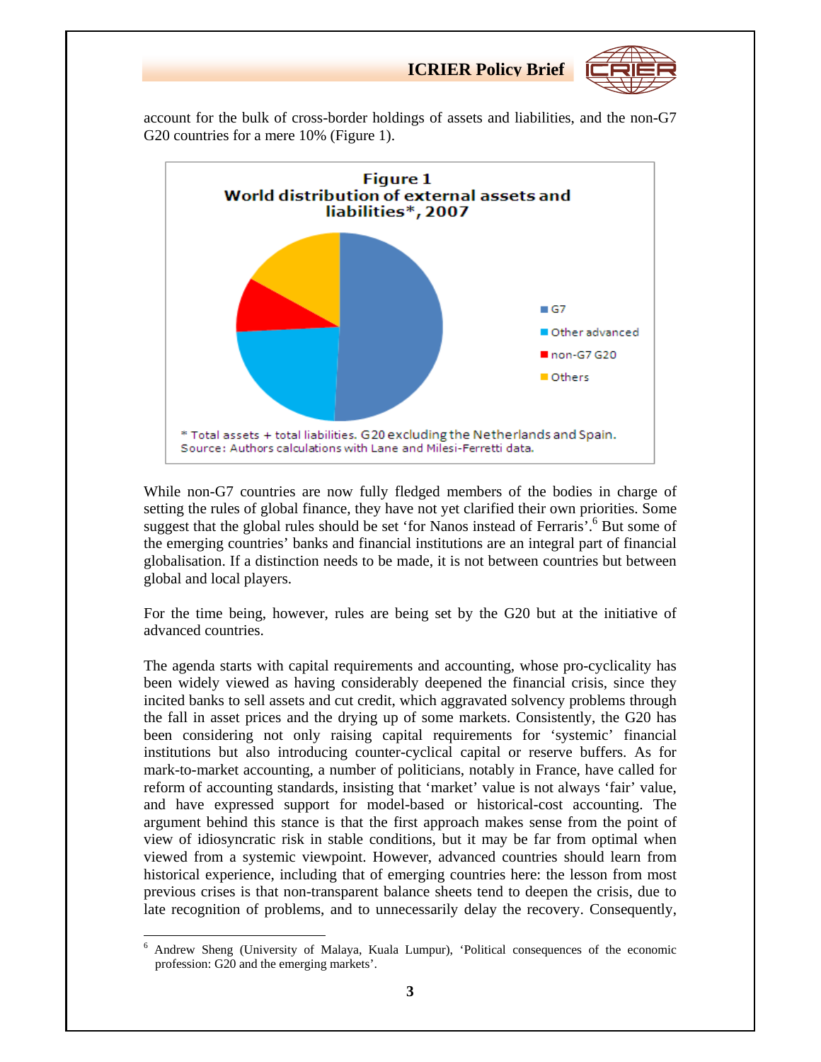account for the bulk of cross-border holdings of assets and liabilities, and the non-G7 G20 countries for a mere 10% (Figure 1).

**Figure 1**
**World distribution of external assets and liabilities\*, 2007**

G7
Other advanced
non-G7 G20
Others

\* Total assets + total liabilities. G20 excluding the Netherlands and Spain.
Source: Authors calculations with Lane and Milesi-Ferretti data.

While non-G7 countries are now fully fledged members of the bodies in charge of setting the rules of global finance, they have not yet clarified their own priorities. Some suggest that the global rules should be set 'for Nanos instead of Ferraris'.[6] But some of the emerging countries' banks and financial institutions are an integral part of financial globalisation. If a distinction needs to be made, it is not between countries but between global and local players.

For the time being, however, rules are being set by the G20 but at the initiative of advanced countries.

The agenda starts with capital requirements and accounting, whose pro-cyclicality has been widely viewed as having considerably deepened the financial crisis, since they incited banks to sell assets and cut credit, which aggravated solvency problems through the fall in asset prices and the drying up of some markets. Consistently, the G20 has been considering not only raising capital requirements for 'systemic' financial institutions but also introducing counter-cyclical capital or reserve buffers. As for mark-to-market accounting, a number of politicians, notably in France, have called for reform of accounting standards, insisting that 'market' value is not always 'fair' value, and have expressed support for model-based or historical-cost accounting. The argument behind this stance is that the first approach makes sense from the point of view of idiosyncratic risk in stable conditions, but it may be far from optimal when viewed from a systemic viewpoint. However, advanced countries should learn from historical experience, including that of emerging countries here: the lesson from most previous crises is that non-transparent balance sheets tend to deepen the crisis, due to late recognition of problems, and to unnecessarily delay the recovery. Consequently,

[6] Andrew Sheng (University of Malaya, Kuala Lumpur), 'Political consequences of the economic profession: G20 and the emerging markets'.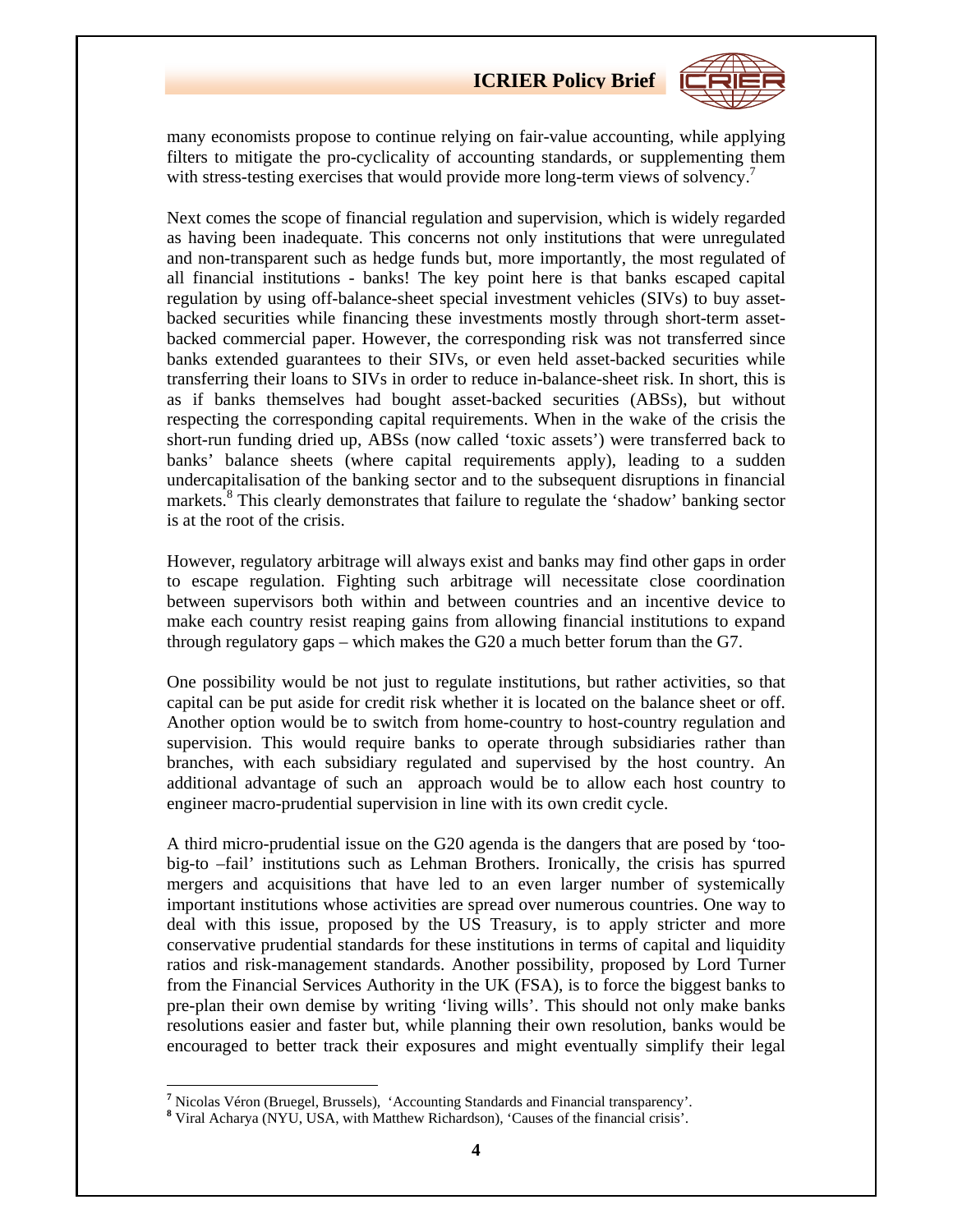many economists propose to continue relying on fair-value accounting, while applying filters to mitigate the pro-cyclicality of accounting standards, or supplementing them with stress-testing exercises that would provide more long-term views of solvency.[7]

Next comes the scope of financial regulation and supervision, which is widely regarded as having been inadequate. This concerns not only institutions that were unregulated and non-transparent such as hedge funds but, more importantly, the most regulated of all financial institutions - banks! The key point here is that banks escaped capital regulation by using off-balance-sheet special investment vehicles (SIVs) to buy asset-backed securities while financing these investments mostly through short-term asset-backed commercial paper. However, the corresponding risk was not transferred since banks extended guarantees to their SIVs, or even held asset-backed securities while transferring their loans to SIVs in order to reduce in-balance-sheet risk. In short, this is as if banks themselves had bought asset-backed securities (ABSs), but without respecting the corresponding capital requirements. When in the wake of the crisis the short-run funding dried up, ABSs (now called 'toxic assets') were transferred back to banks' balance sheets (where capital requirements apply), leading to a sudden undercapitalisation of the banking sector and to the subsequent disruptions in financial markets.[8] This clearly demonstrates that failure to regulate the 'shadow' banking sector is at the root of the crisis.

However, regulatory arbitrage will always exist and banks may find other gaps in order to escape regulation. Fighting such arbitrage will necessitate close coordination between supervisors both within and between countries and an incentive device to make each country resist reaping gains from allowing financial institutions to expand through regulatory gaps – which makes the G20 a much better forum than the G7.

One possibility would be not just to regulate institutions, but rather activities, so that capital can be put aside for credit risk whether it is located on the balance sheet or off. Another option would be to switch from home-country to host-country regulation and supervision. This would require banks to operate through subsidiaries rather than branches, with each subsidiary regulated and supervised by the host country. An additional advantage of such an approach would be to allow each host country to engineer macro-prudential supervision in line with its own credit cycle.

A third micro-prudential issue on the G20 agenda is the dangers that are posed by 'too-big-to –fail' institutions such as Lehman Brothers. Ironically, the crisis has spurred mergers and acquisitions that have led to an even larger number of systemically important institutions whose activities are spread over numerous countries. One way to deal with this issue, proposed by the US Treasury, is to apply stricter and more conservative prudential standards for these institutions in terms of capital and liquidity ratios and risk-management standards. Another possibility, proposed by Lord Turner from the Financial Services Authority in the UK (FSA), is to force the biggest banks to pre-plan their own demise by writing 'living wills'. This should not only make banks resolutions easier and faster but, while planning their own resolution, banks would be encouraged to better track their exposures and might eventually simplify their legal

---

[7] Nicolas Véron (Bruegel, Brussels), 'Accounting Standards and Financial transparency'.

[8] Viral Acharya (NYU, USA, with Matthew Richardson), 'Causes of the financial crisis'.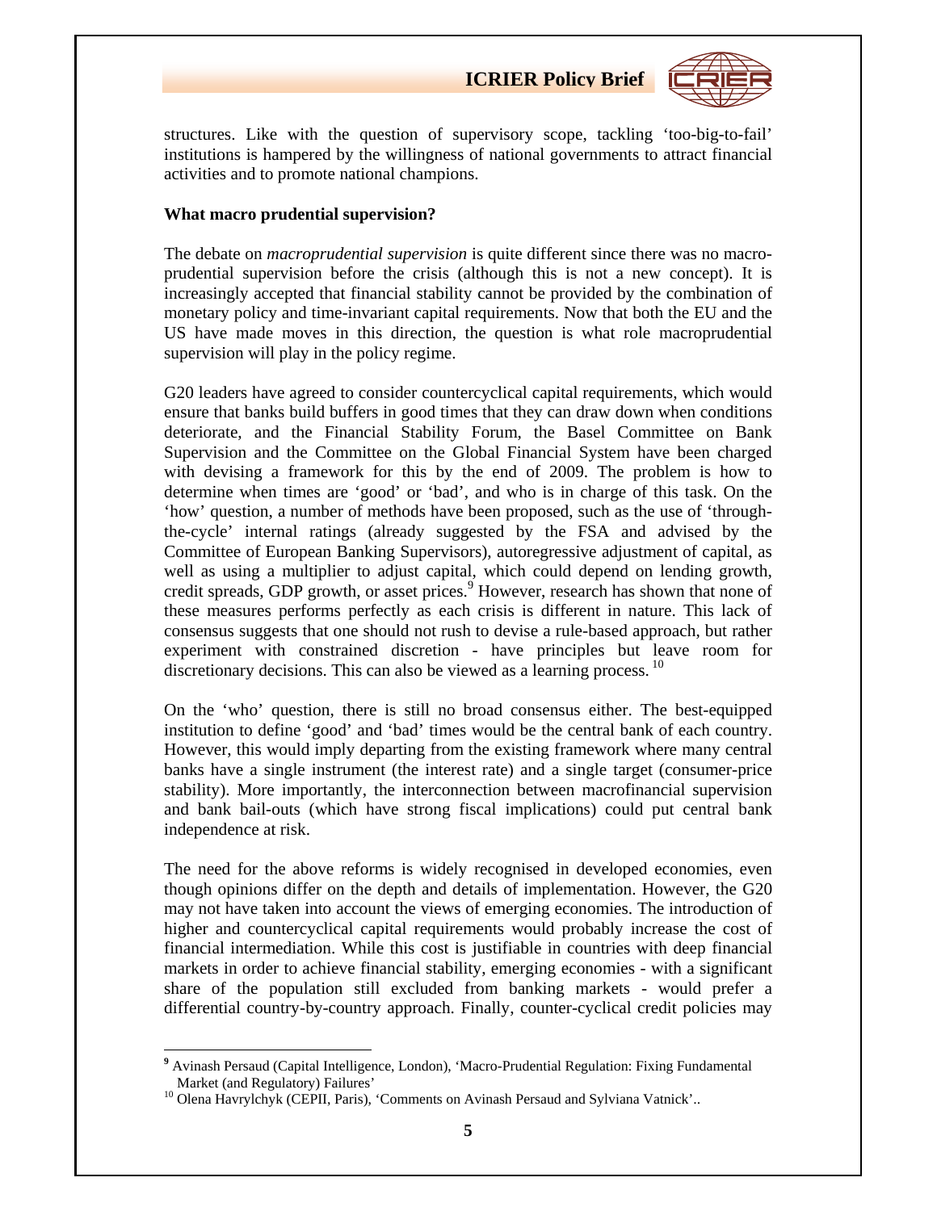structures. Like with the question of supervisory scope, tackling 'too-big-to-fail' institutions is hampered by the willingness of national governments to attract financial activities and to promote national champions.

**What macro prudential supervision?**

The debate on *macroprudential supervision* is quite different since there was no macro-prudential supervision before the crisis (although this is not a new concept). It is increasingly accepted that financial stability cannot be provided by the combination of monetary policy and time-invariant capital requirements. Now that both the EU and the US have made moves in this direction, the question is what role macroprudential supervision will play in the policy regime.

G20 leaders have agreed to consider countercyclical capital requirements, which would ensure that banks build buffers in good times that they can draw down when conditions deteriorate, and the Financial Stability Forum, the Basel Committee on Bank Supervision and the Committee on the Global Financial System have been charged with devising a framework for this by the end of 2009. The problem is how to determine when times are 'good' or 'bad', and who is in charge of this task. On the 'how' question, a number of methods have been proposed, such as the use of 'through-the-cycle' internal ratings (already suggested by the FSA and advised by the Committee of European Banking Supervisors), autoregressive adjustment of capital, as well as using a multiplier to adjust capital, which could depend on lending growth, credit spreads, GDP growth, or asset prices.[9] However, research has shown that none of these measures performs perfectly as each crisis is different in nature. This lack of consensus suggests that one should not rush to devise a rule-based approach, but rather experiment with constrained discretion - have principles but leave room for discretionary decisions. This can also be viewed as a learning process.[10]

On the 'who' question, there is still no broad consensus either. The best-equipped institution to define 'good' and 'bad' times would be the central bank of each country. However, this would imply departing from the existing framework where many central banks have a single instrument (the interest rate) and a single target (consumer-price stability). More importantly, the interconnection between macrofinancial supervision and bank bail-outs (which have strong fiscal implications) could put central bank independence at risk.

The need for the above reforms is widely recognised in developed economies, even though opinions differ on the depth and details of implementation. However, the G20 may not have taken into account the views of emerging economies. The introduction of higher and countercyclical capital requirements would probably increase the cost of financial intermediation. While this cost is justifiable in countries with deep financial markets in order to achieve financial stability, emerging economies - with a significant share of the population still excluded from banking markets - would prefer a differential country-by-country approach. Finally, counter-cyclical credit policies may

---

[9] Avinash Persaud (Capital Intelligence, London), 'Macro-Prudential Regulation: Fixing Fundamental Market (and Regulatory) Failures'

[10] Olena Havrylchyk (CEPII, Paris), 'Comments on Avinash Persaud and Sylviana Vatnick'..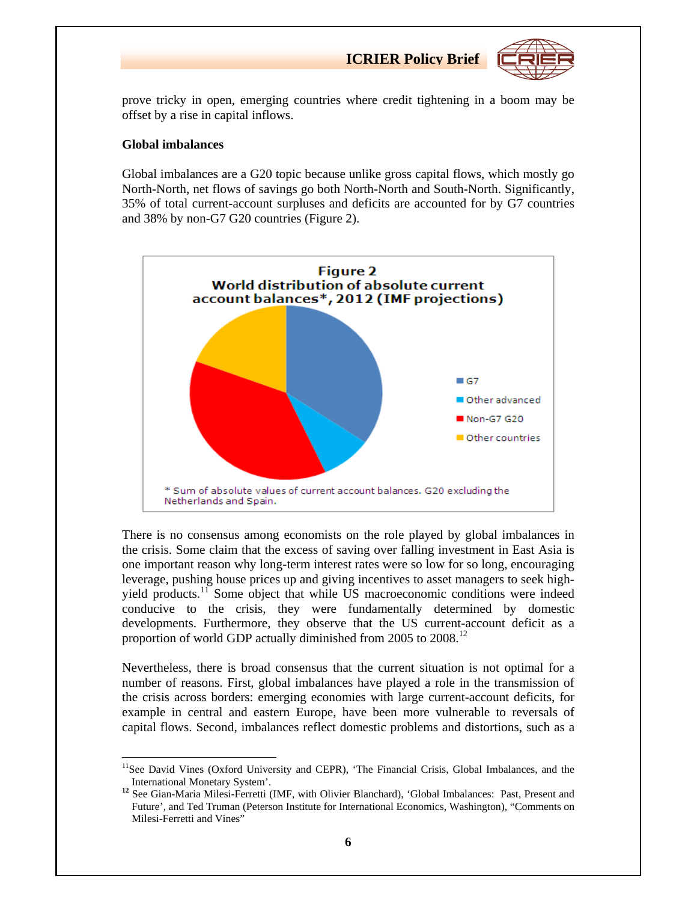prove tricky in open, emerging countries where credit tightening in a boom may be offset by a rise in capital inflows.

**Global imbalances**

Global imbalances are a G20 topic because unlike gross capital flows, which mostly go North-North, net flows of savings go both North-North and South-North. Significantly, 35% of total current-account surpluses and deficits are accounted for by G7 countries and 38% by non-G7 G20 countries (Figure 2).

**Figure 2**
**World distribution of absolute current account balances*, 2012 (IMF projections)**

- G7
- Other advanced
- Non-G7 G20
- Other countries

* Sum of absolute values of current account balances. G20 excluding the Netherlands and Spain.

There is no consensus among economists on the role played by global imbalances in the crisis. Some claim that the excess of saving over falling investment in East Asia is one important reason why long-term interest rates were so low for so long, encouraging leverage, pushing house prices up and giving incentives to asset managers to seek high-yield products.[11] Some object that while US macroeconomic conditions were indeed conducive to the crisis, they were fundamentally determined by domestic developments. Furthermore, they observe that the US current-account deficit as a proportion of world GDP actually diminished from 2005 to 2008.[12]

Nevertheless, there is broad consensus that the current situation is not optimal for a number of reasons. First, global imbalances have played a role in the transmission of the crisis across borders: emerging economies with large current-account deficits, for example in central and eastern Europe, have been more vulnerable to reversals of capital flows. Second, imbalances reflect domestic problems and distortions, such as a

---

[11] See David Vines (Oxford University and CEPR), 'The Financial Crisis, Global Imbalances, and the International Monetary System'.

[12] See Gian-Maria Milesi-Ferretti (IMF, with Olivier Blanchard), 'Global Imbalances: Past, Present and Future', and Ted Truman (Peterson Institute for International Economics, Washington), "Comments on Milesi-Ferretti and Vines"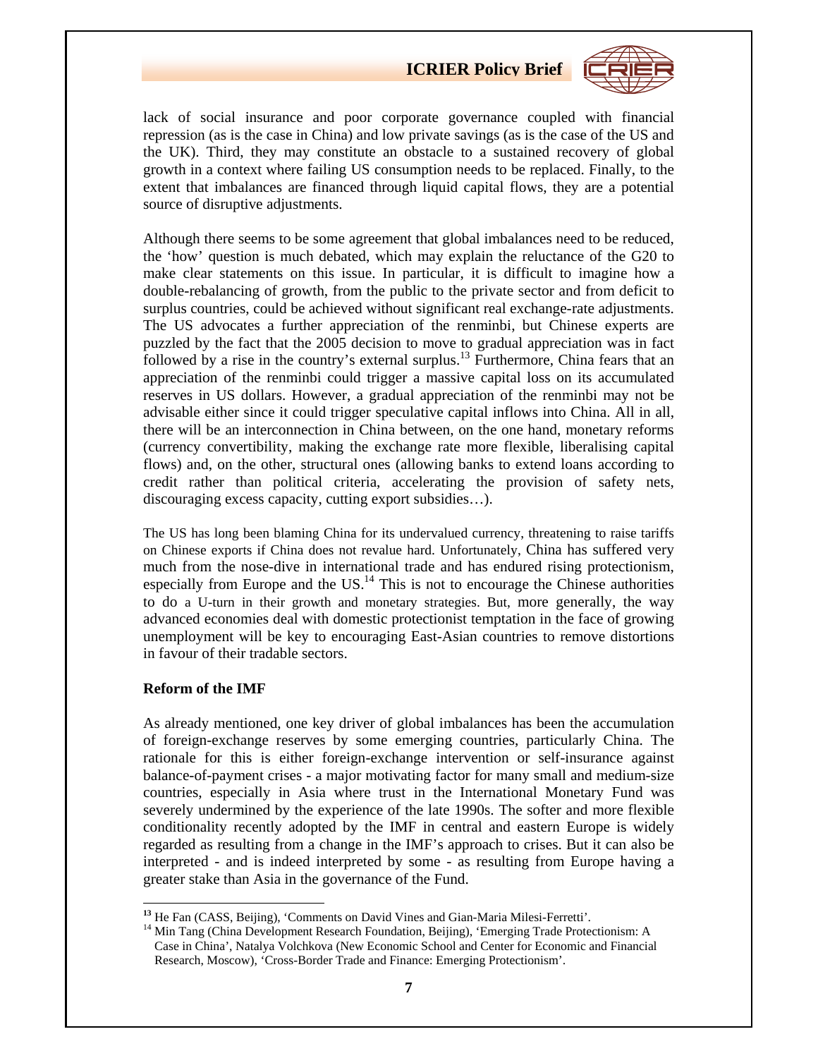lack of social insurance and poor corporate governance coupled with financial repression (as is the case in China) and low private savings (as is the case of the US and the UK). Third, they may constitute an obstacle to a sustained recovery of global growth in a context where failing US consumption needs to be replaced. Finally, to the extent that imbalances are financed through liquid capital flows, they are a potential source of disruptive adjustments.

Although there seems to be some agreement that global imbalances need to be reduced, the 'how' question is much debated, which may explain the reluctance of the G20 to make clear statements on this issue. In particular, it is difficult to imagine how a double-rebalancing of growth, from the public to the private sector and from deficit to surplus countries, could be achieved without significant real exchange-rate adjustments. The US advocates a further appreciation of the renminbi, but Chinese experts are puzzled by the fact that the 2005 decision to move to gradual appreciation was in fact followed by a rise in the country's external surplus.[13] Furthermore, China fears that an appreciation of the renminbi could trigger a massive capital loss on its accumulated reserves in US dollars. However, a gradual appreciation of the renminbi may not be advisable either since it could trigger speculative capital inflows into China. All in all, there will be an interconnection in China between, on the one hand, monetary reforms (currency convertibility, making the exchange rate more flexible, liberalising capital flows) and, on the other, structural ones (allowing banks to extend loans according to credit rather than political criteria, accelerating the provision of safety nets, discouraging excess capacity, cutting export subsidies…).

The US has long been blaming China for its undervalued currency, threatening to raise tariffs on Chinese exports if China does not revalue hard. Unfortunately, China has suffered very much from the nose-dive in international trade and has endured rising protectionism, especially from Europe and the US.[14] This is not to encourage the Chinese authorities to do a U-turn in their growth and monetary strategies. But, more generally, the way advanced economies deal with domestic protectionist temptation in the face of growing unemployment will be key to encouraging East-Asian countries to remove distortions in favour of their tradable sectors.

**Reform of the IMF**

As already mentioned, one key driver of global imbalances has been the accumulation of foreign-exchange reserves by some emerging countries, particularly China. The rationale for this is either foreign-exchange intervention or self-insurance against balance-of-payment crises - a major motivating factor for many small and medium-size countries, especially in Asia where trust in the International Monetary Fund was severely undermined by the experience of the late 1990s. The softer and more flexible conditionality recently adopted by the IMF in central and eastern Europe is widely regarded as resulting from a change in the IMF's approach to crises. But it can also be interpreted - and is indeed interpreted by some - as resulting from Europe having a greater stake than Asia in the governance of the Fund.

---

[13] He Fan (CASS, Beijing), 'Comments on David Vines and Gian-Maria Milesi-Ferretti'.

[14] Min Tang (China Development Research Foundation, Beijing), 'Emerging Trade Protectionism: A Case in China', Natalya Volchkova (New Economic School and Center for Economic and Financial Research, Moscow), 'Cross-Border Trade and Finance: Emerging Protectionism'.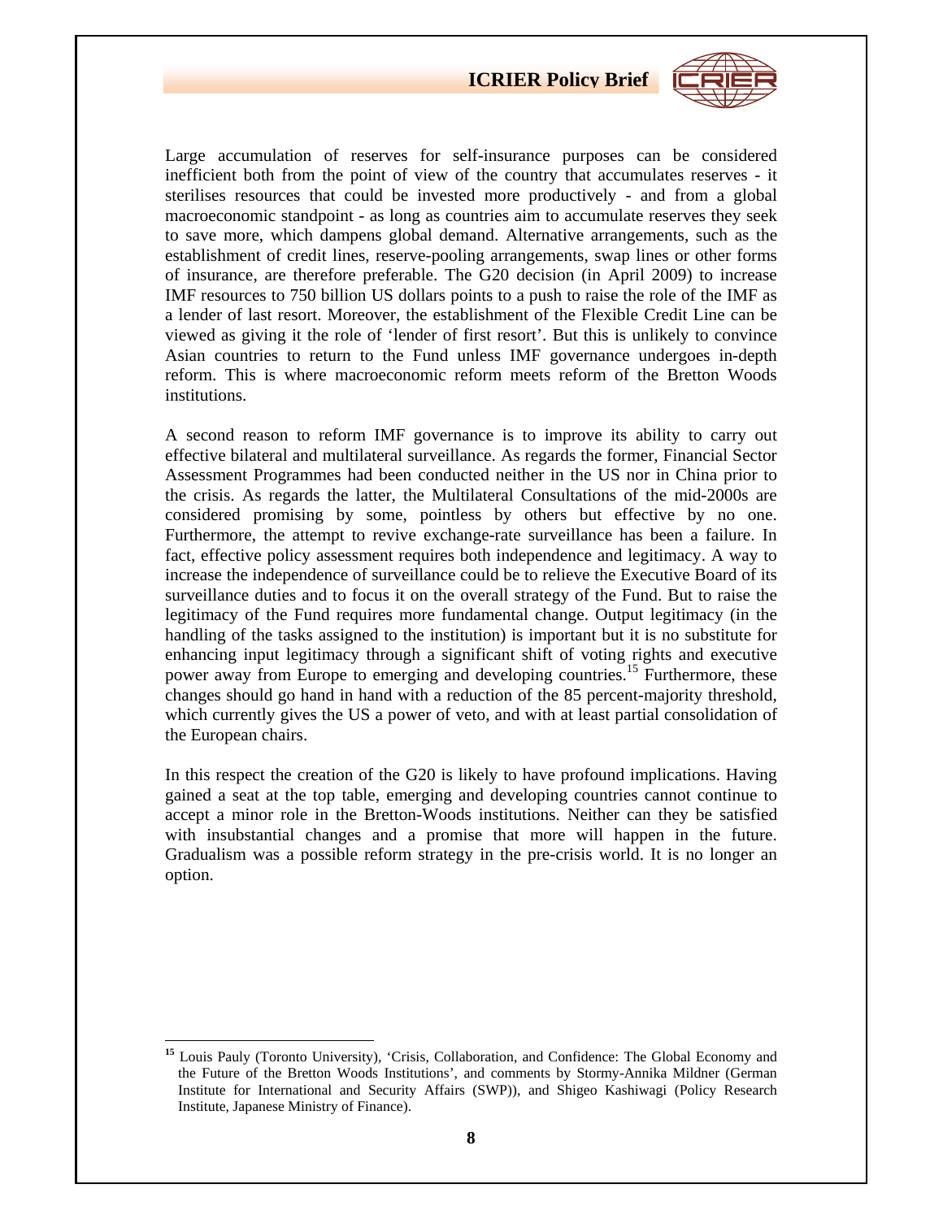Large accumulation of reserves for self-insurance purposes can be considered inefficient both from the point of view of the country that accumulates reserves - it sterilises resources that could be invested more productively - and from a global macroeconomic standpoint - as long as countries aim to accumulate reserves they seek to save more, which dampens global demand. Alternative arrangements, such as the establishment of credit lines, reserve-pooling arrangements, swap lines or other forms of insurance, are therefore preferable. The G20 decision (in April 2009) to increase IMF resources to 750 billion US dollars points to a push to raise the role of the IMF as a lender of last resort. Moreover, the establishment of the Flexible Credit Line can be viewed as giving it the role of 'lender of first resort'. But this is unlikely to convince Asian countries to return to the Fund unless IMF governance undergoes in-depth reform. This is where macroeconomic reform meets reform of the Bretton Woods institutions.

A second reason to reform IMF governance is to improve its ability to carry out effective bilateral and multilateral surveillance. As regards the former, Financial Sector Assessment Programmes had been conducted neither in the US nor in China prior to the crisis. As regards the latter, the Multilateral Consultations of the mid-2000s are considered promising by some, pointless by others but effective by no one. Furthermore, the attempt to revive exchange-rate surveillance has been a failure. In fact, effective policy assessment requires both independence and legitimacy. A way to increase the independence of surveillance could be to relieve the Executive Board of its surveillance duties and to focus it on the overall strategy of the Fund. But to raise the legitimacy of the Fund requires more fundamental change. Output legitimacy (in the handling of the tasks assigned to the institution) is important but it is no substitute for enhancing input legitimacy through a significant shift of voting rights and executive power away from Europe to emerging and developing countries.[15] Furthermore, these changes should go hand in hand with a reduction of the 85 percent-majority threshold, which currently gives the US a power of veto, and with at least partial consolidation of the European chairs.

In this respect the creation of the G20 is likely to have profound implications. Having gained a seat at the top table, emerging and developing countries cannot continue to accept a minor role in the Bretton-Woods institutions. Neither can they be satisfied with insubstantial changes and a promise that more will happen in the future. Gradualism was a possible reform strategy in the pre-crisis world. It is no longer an option.

---

[15] Louis Pauly (Toronto University), 'Crisis, Collaboration, and Confidence: The Global Economy and the Future of the Bretton Woods Institutions', and comments by Stormy-Annika Mildner (German Institute for International and Security Affairs (SWP)), and Shigeo Kashiwagi (Policy Research Institute, Japanese Ministry of Finance).